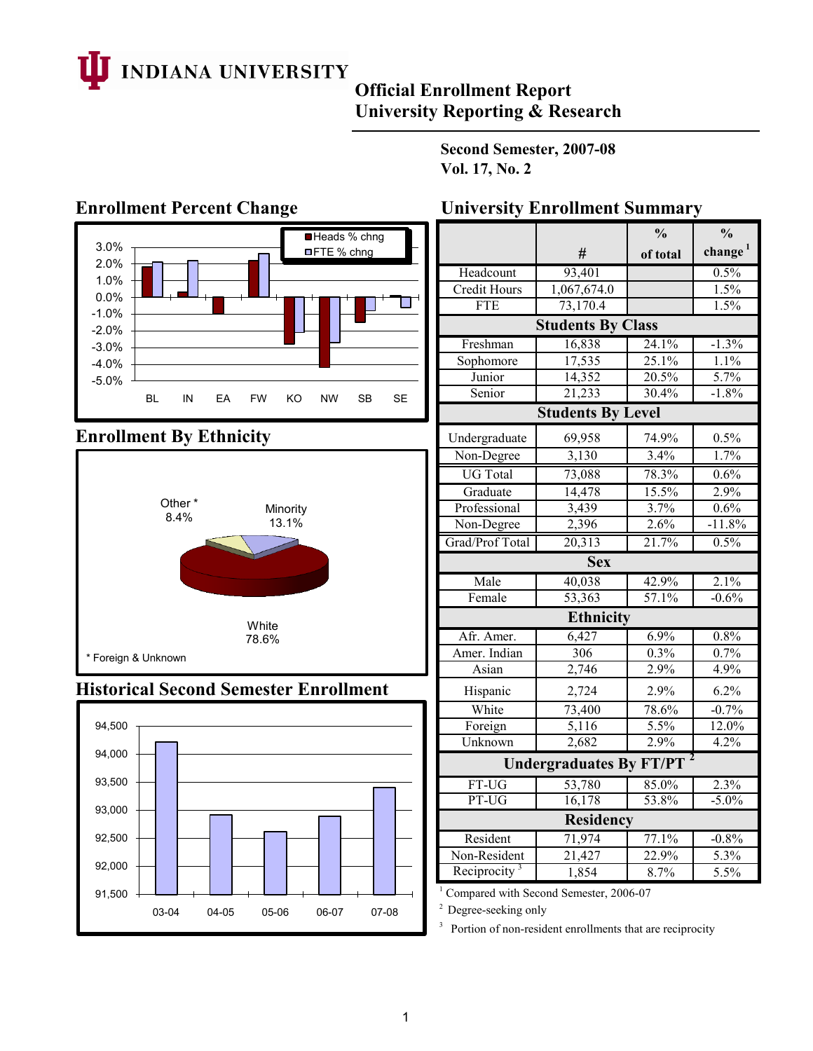# INDIANA UNIVERSITY

**Official Enrollment Report**
**University Reporting & Research**

**Second Semester, 2007-08**
**Vol. 17, No. 2**

## Enrollment Percent Change

Heads % chng
FTE % chng

3.0%
2.0%
1.0%
0.0%
-1.0%
-2.0%
-3.0%
-4.0%
-5.0%

BL IN EA FW KO NW SB SE

## Enrollment By Ethnicity

Other * 8.4%
Minority 13.1%
White 78.6%

\* Foreign & Unknown

## Historical Second Semester Enrollment

94,500
94,000
93,500
93,000
92,500
92,000
91,500

03-04 04-05 05-06 06-07 07-08

## University Enrollment Summary

| | # | % of total | % change [1] |
|---|---|---|---|
| Headcount | 93,401 | | 0.5% |
| Credit Hours | 1,067,674.0 | | 1.5% |
| FTE | 73,170.4 | | 1.5% |
| **Students By Class** | | | |
| Freshman | 16,838 | 24.1% | -1.3% |
| Sophomore | 17,535 | 25.1% | 1.1% |
| Junior | 14,352 | 20.5% | 5.7% |
| Senior | 21,233 | 30.4% | -1.8% |
| **Students By Level** | | | |
| Undergraduate | 69,958 | 74.9% | 0.5% |
| Non-Degree | 3,130 | 3.4% | 1.7% |
| UG Total | 73,088 | 78.3% | 0.6% |
| Graduate | 14,478 | 15.5% | 2.9% |
| Professional | 3,439 | 3.7% | 0.6% |
| Non-Degree | 2,396 | 2.6% | -11.8% |
| Grad/Prof Total | 20,313 | 21.7% | 0.5% |
| **Sex** | | | |
| Male | 40,038 | 42.9% | 2.1% |
| Female | 53,363 | 57.1% | -0.6% |
| **Ethnicity** | | | |
| Afr. Amer. | 6,427 | 6.9% | 0.8% |
| Amer. Indian | 306 | 0.3% | 0.7% |
| Asian | 2,746 | 2.9% | 4.9% |
| Hispanic | 2,724 | 2.9% | 6.2% |
| White | 73,400 | 78.6% | -0.7% |
| Foreign | 5,116 | 5.5% | 12.0% |
| Unknown | 2,682 | 2.9% | 4.2% |
| **Undergraduates By FT/PT [2]** | | | |
| FT-UG | 53,780 | 85.0% | 2.3% |
| PT-UG | 16,178 | 53.8% | -5.0% |
| **Residency** | | | |
| Resident | 71,974 | 77.1% | -0.8% |
| Non-Resident | 21,427 | 22.9% | 5.3% |
| Reciprocity [3] | 1,854 | 8.7% | 5.5% |

[1] Compared with Second Semester, 2006-07
[2] Degree-seeking only
[3] Portion of non-resident enrollments that are reciprocity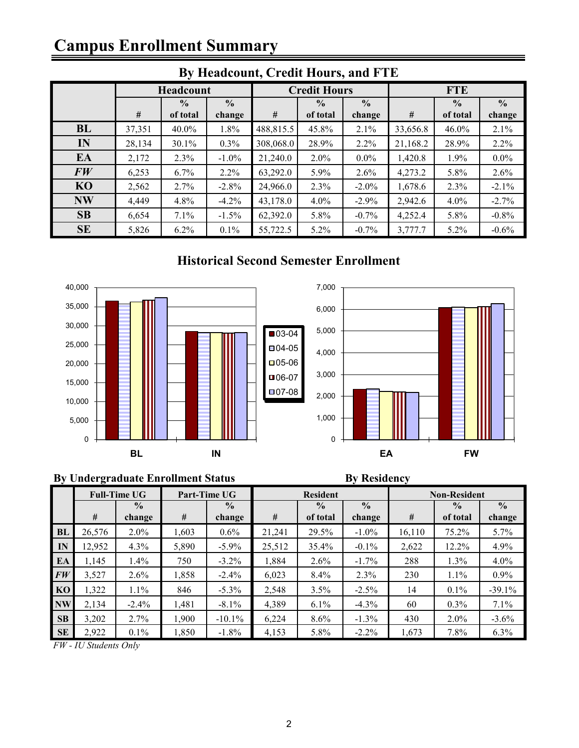# Campus Enrollment Summary

## By Headcount, Credit Hours, and FTE

| | Headcount | | | Credit Hours | | | FTE | | |
|---|---|---|---|---|---|---|---|---|---|
| | # | % of total | % change | # | % of total | % change | # | % of total | % change |
| **BL** | 37,351 | 40.0% | 1.8% | 488,815.5 | 45.8% | 2.1% | 33,656.8 | 46.0% | 2.1% |
| **IN** | 28,134 | 30.1% | 0.3% | 308,068.0 | 28.9% | 2.2% | 21,168.2 | 28.9% | 2.2% |
| **EA** | 2,172 | 2.3% | -1.0% | 21,240.0 | 2.0% | 0.0% | 1,420.8 | 1.9% | 0.0% |
| ***FW*** | 6,253 | 6.7% | 2.2% | 63,292.0 | 5.9% | 2.6% | 4,273.2 | 5.8% | 2.6% |
| **KO** | 2,562 | 2.7% | -2.8% | 24,966.0 | 2.3% | -2.0% | 1,678.6 | 2.3% | -2.1% |
| **NW** | 4,449 | 4.8% | -4.2% | 43,178.0 | 4.0% | -2.9% | 2,942.6 | 4.0% | -2.7% |
| **SB** | 6,654 | 7.1% | -1.5% | 62,392.0 | 5.8% | -0.7% | 4,252.4 | 5.8% | -0.8% |
| **SE** | 5,826 | 6.2% | 0.1% | 55,722.5 | 5.2% | -0.7% | 3,777.7 | 5.2% | -0.6% |

## Historical Second Semester Enrollment

## By Undergraduate Enrollment Status / By Residency

| | Full-Time UG | | Part-Time UG | | Resident | | | Non-Resident | | |
|---|---|---|---|---|---|---|---|---|---|---|
| | # | % change | # | % change | # | % of total | % change | # | % of total | % change |
| **BL** | 26,576 | 2.0% | 1,603 | 0.6% | 21,241 | 29.5% | -1.0% | 16,110 | 75.2% | 5.7% |
| **IN** | 12,952 | 4.3% | 5,890 | -5.9% | 25,512 | 35.4% | -0.1% | 2,622 | 12.2% | 4.9% |
| **EA** | 1,145 | 1.4% | 750 | -3.2% | 1,884 | 2.6% | -1.7% | 288 | 1.3% | 4.0% |
| ***FW*** | 3,527 | 2.6% | 1,858 | -2.4% | 6,023 | 8.4% | 2.3% | 230 | 1.1% | 0.9% |
| **KO** | 1,322 | 1.1% | 846 | -5.3% | 2,548 | 3.5% | -2.5% | 14 | 0.1% | -39.1% |
| **NW** | 2,134 | -2.4% | 1,481 | -8.1% | 4,389 | 6.1% | -4.3% | 60 | 0.3% | 7.1% |
| **SB** | 3,202 | 2.7% | 1,900 | -10.1% | 6,224 | 8.6% | -1.3% | 430 | 2.0% | -3.6% |
| **SE** | 2,922 | 0.1% | 1,850 | -1.8% | 4,153 | 5.8% | -2.2% | 1,673 | 7.8% | 6.3% |

*FW - IU Students Only*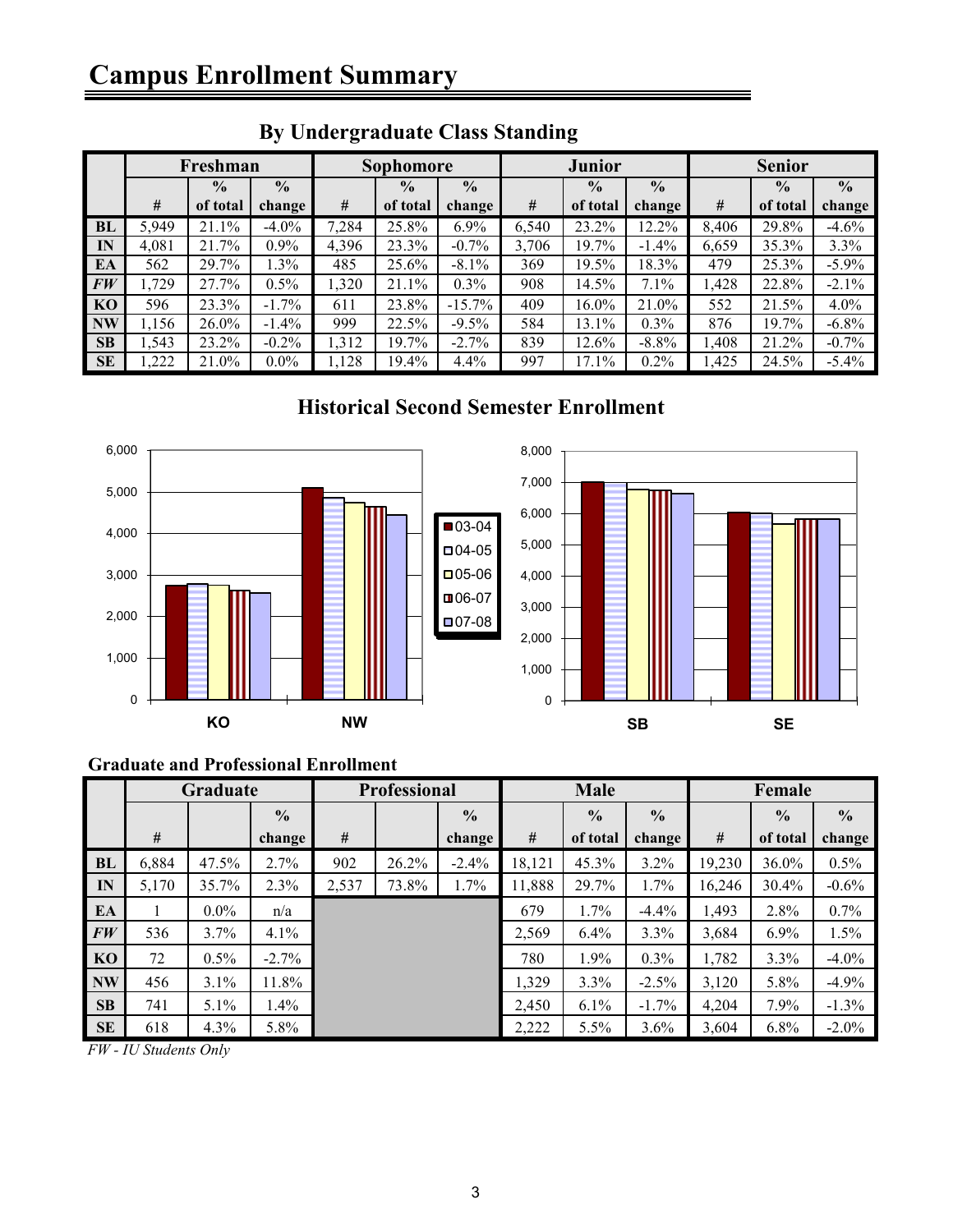# Campus Enrollment Summary

## By Undergraduate Class Standing

| | Freshman | | | Sophomore | | | Junior | | | Senior | | |
|---|---|---|---|---|---|---|---|---|---|---|---|---|
| | # | % of total | % change | # | % of total | % change | # | % of total | % change | # | % of total | % change |
| **BL** | 5,949 | 21.1% | -4.0% | 7,284 | 25.8% | 6.9% | 6,540 | 23.2% | 12.2% | 8,406 | 29.8% | -4.6% |
| **IN** | 4,081 | 21.7% | 0.9% | 4,396 | 23.3% | -0.7% | 3,706 | 19.7% | -1.4% | 6,659 | 35.3% | 3.3% |
| **EA** | 562 | 29.7% | 1.3% | 485 | 25.6% | -8.1% | 369 | 19.5% | 18.3% | 479 | 25.3% | -5.9% |
| ***FW*** | 1,729 | 27.7% | 0.5% | 1,320 | 21.1% | 0.3% | 908 | 14.5% | 7.1% | 1,428 | 22.8% | -2.1% |
| **KO** | 596 | 23.3% | -1.7% | 611 | 23.8% | -15.7% | 409 | 16.0% | 21.0% | 552 | 21.5% | 4.0% |
| **NW** | 1,156 | 26.0% | -1.4% | 999 | 22.5% | -9.5% | 584 | 13.1% | 0.3% | 876 | 19.7% | -6.8% |
| **SB** | 1,543 | 23.2% | -0.2% | 1,312 | 19.7% | -2.7% | 839 | 12.6% | -8.8% | 1,408 | 21.2% | -0.7% |
| **SE** | 1,222 | 21.0% | 0.0% | 1,128 | 19.4% | 4.4% | 997 | 17.1% | 0.2% | 1,425 | 24.5% | -5.4% |

## Historical Second Semester Enrollment

### Graduate and Professional Enrollment

| | Graduate | | | Professional | | | Male | | | Female | | |
|---|---|---|---|---|---|---|---|---|---|---|---|---|
| | # | | % change | # | | % change | # | % of total | % change | # | % of total | % change |
| **BL** | 6,884 | 47.5% | 2.7% | 902 | 26.2% | -2.4% | 18,121 | 45.3% | 3.2% | 19,230 | 36.0% | 0.5% |
| **IN** | 5,170 | 35.7% | 2.3% | 2,537 | 73.8% | 1.7% | 11,888 | 29.7% | 1.7% | 16,246 | 30.4% | -0.6% |
| **EA** | 1 | 0.0% | n/a | | | | 679 | 1.7% | -4.4% | 1,493 | 2.8% | 0.7% |
| ***FW*** | 536 | 3.7% | 4.1% | | | | 2,569 | 6.4% | 3.3% | 3,684 | 6.9% | 1.5% |
| **KO** | 72 | 0.5% | -2.7% | | | | 780 | 1.9% | 0.3% | 1,782 | 3.3% | -4.0% |
| **NW** | 456 | 3.1% | 11.8% | | | | 1,329 | 3.3% | -2.5% | 3,120 | 5.8% | -4.9% |
| **SB** | 741 | 5.1% | 1.4% | | | | 2,450 | 6.1% | -1.7% | 4,204 | 7.9% | -1.3% |
| **SE** | 618 | 4.3% | 5.8% | | | | 2,222 | 5.5% | 3.6% | 3,604 | 6.8% | -2.0% |

*FW - IU Students Only*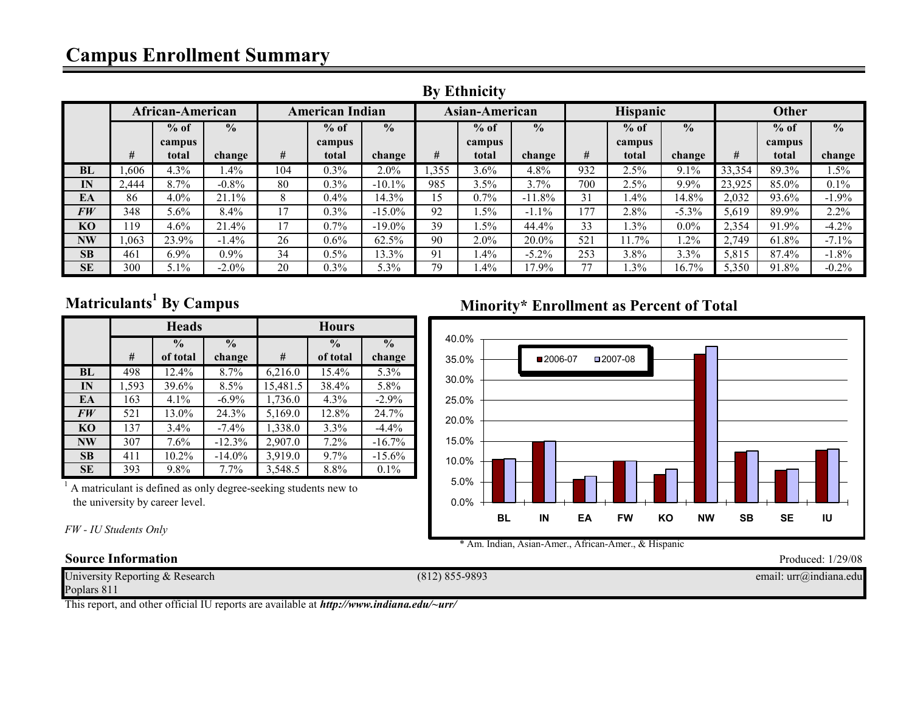# Campus Enrollment Summary

## By Ethnicity

| | African-American | | | American Indian | | | Asian-American | | | Hispanic | | | Other | | |
|---|---|---|---|---|---|---|---|---|---|---|---|---|---|---|---|
| | # | % of campus total | % change | # | % of campus total | % change | # | % of campus total | % change | # | % of campus total | % change | # | % of campus total | % change |
| **BL** | 1,606 | 4.3% | 1.4% | 104 | 0.3% | 2.0% | 1,355 | 3.6% | 4.8% | 932 | 2.5% | 9.1% | 33,354 | 89.3% | 1.5% |
| **IN** | 2,444 | 8.7% | -0.8% | 80 | 0.3% | -10.1% | 985 | 3.5% | 3.7% | 700 | 2.5% | 9.9% | 23,925 | 85.0% | 0.1% |
| **EA** | 86 | 4.0% | 21.1% | 8 | 0.4% | 14.3% | 15 | 0.7% | -11.8% | 31 | 1.4% | 14.8% | 2,032 | 93.6% | -1.9% |
| ***FW*** | 348 | 5.6% | 8.4% | 17 | 0.3% | -15.0% | 92 | 1.5% | -1.1% | 177 | 2.8% | -5.3% | 5,619 | 89.9% | 2.2% |
| **KO** | 119 | 4.6% | 21.4% | 17 | 0.7% | -19.0% | 39 | 1.5% | 44.4% | 33 | 1.3% | 0.0% | 2,354 | 91.9% | -4.2% |
| **NW** | 1,063 | 23.9% | -1.4% | 26 | 0.6% | 62.5% | 90 | 2.0% | 20.0% | 521 | 11.7% | 1.2% | 2,749 | 61.8% | -7.1% |
| **SB** | 461 | 6.9% | 0.9% | 34 | 0.5% | 13.3% | 91 | 1.4% | -5.2% | 253 | 3.8% | 3.3% | 5,815 | 87.4% | -1.8% |
| **SE** | 300 | 5.1% | -2.0% | 20 | 0.3% | 5.3% | 79 | 1.4% | 17.9% | 77 | 1.3% | 16.7% | 5,350 | 91.8% | -0.2% |

## Matriculants[1] By Campus

| | Heads | | | Hours | | |
|---|---|---|---|---|---|---|
| | # | % of total | % change | # | % of total | % change |
| **BL** | 498 | 12.4% | 8.7% | 6,216.0 | 15.4% | 5.3% |
| **IN** | 1,593 | 39.6% | 8.5% | 15,481.5 | 38.4% | 5.8% |
| **EA** | 163 | 4.1% | -6.9% | 1,736.0 | 4.3% | -2.9% |
| ***FW*** | 521 | 13.0% | 24.3% | 5,169.0 | 12.8% | 24.7% |
| **KO** | 137 | 3.4% | -7.4% | 1,338.0 | 3.3% | -4.4% |
| **NW** | 307 | 7.6% | -12.3% | 2,907.0 | 7.2% | -16.7% |
| **SB** | 411 | 10.2% | -14.0% | 3,919.0 | 9.7% | -15.6% |
| **SE** | 393 | 9.8% | 7.7% | 3,548.5 | 8.8% | 0.1% |

[1] A matriculant is defined as only degree-seeking students new to the university by career level.

*FW - IU Students Only*

## Minority* Enrollment as Percent of Total

40.0%
35.0%
30.0%
25.0%
20.0%
15.0%
10.0%
5.0%
0.0%

2006-07 2007-08

BL IN EA FW KO NW SB SE IU

\* Am. Indian, Asian-Amer., African-Amer., & Hispanic

### Source Information

Produced: 1/29/08

University Reporting & Research
Poplars 811
(812) 855-9893
email: urr@indiana.edu

This report, and other official IU reports are available at ***http://www.indiana.edu/~urr/***